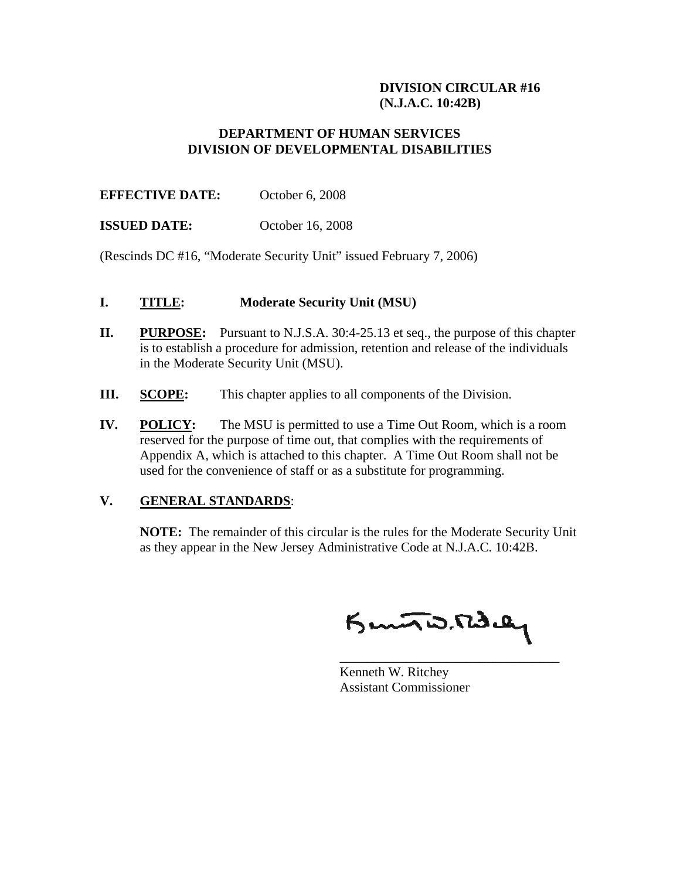**DIVISION CIRCULAR #16**
**(N.J.A.C. 10:42B)**

## DEPARTMENT OF HUMAN SERVICES
## DIVISION OF DEVELOPMENTAL DISABILITIES

**EFFECTIVE DATE:** October 6, 2008

**ISSUED DATE:** October 16, 2008

(Rescinds DC #16, "Moderate Security Unit" issued February 7, 2006)

**I. TITLE: Moderate Security Unit (MSU)**

**II. PURPOSE:** Pursuant to N.J.S.A. 30:4-25.13 et seq., the purpose of this chapter is to establish a procedure for admission, retention and release of the individuals in the Moderate Security Unit (MSU).

**III. SCOPE:** This chapter applies to all components of the Division.

**IV. POLICY:** The MSU is permitted to use a Time Out Room, which is a room reserved for the purpose of time out, that complies with the requirements of Appendix A, which is attached to this chapter. A Time Out Room shall not be used for the convenience of staff or as a substitute for programming.

**V. GENERAL STANDARDS:**

**NOTE:** The remainder of this circular is the rules for the Moderate Security Unit as they appear in the New Jersey Administrative Code at N.J.A.C. 10:42B.

Kenneth W. Ritchey
Assistant Commissioner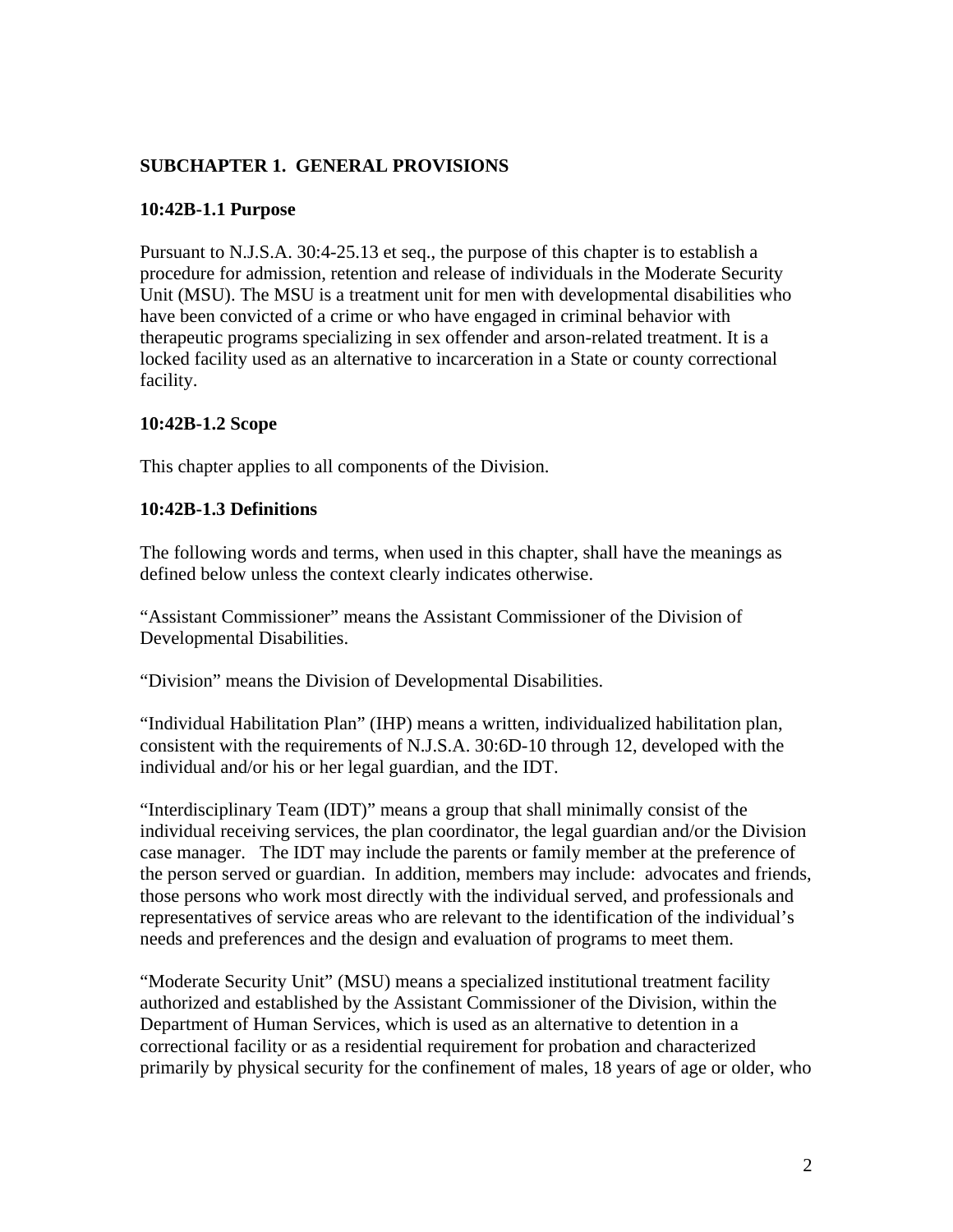## SUBCHAPTER 1. GENERAL PROVISIONS

### 10:42B-1.1 Purpose

Pursuant to N.J.S.A. 30:4-25.13 et seq., the purpose of this chapter is to establish a procedure for admission, retention and release of individuals in the Moderate Security Unit (MSU). The MSU is a treatment unit for men with developmental disabilities who have been convicted of a crime or who have engaged in criminal behavior with therapeutic programs specializing in sex offender and arson-related treatment. It is a locked facility used as an alternative to incarceration in a State or county correctional facility.

### 10:42B-1.2 Scope

This chapter applies to all components of the Division.

### 10:42B-1.3 Definitions

The following words and terms, when used in this chapter, shall have the meanings as defined below unless the context clearly indicates otherwise.

"Assistant Commissioner" means the Assistant Commissioner of the Division of Developmental Disabilities.

"Division" means the Division of Developmental Disabilities.

"Individual Habilitation Plan" (IHP) means a written, individualized habilitation plan, consistent with the requirements of N.J.S.A. 30:6D-10 through 12, developed with the individual and/or his or her legal guardian, and the IDT.

"Interdisciplinary Team (IDT)" means a group that shall minimally consist of the individual receiving services, the plan coordinator, the legal guardian and/or the Division case manager. The IDT may include the parents or family member at the preference of the person served or guardian. In addition, members may include: advocates and friends, those persons who work most directly with the individual served, and professionals and representatives of service areas who are relevant to the identification of the individual's needs and preferences and the design and evaluation of programs to meet them.

"Moderate Security Unit" (MSU) means a specialized institutional treatment facility authorized and established by the Assistant Commissioner of the Division, within the Department of Human Services, which is used as an alternative to detention in a correctional facility or as a residential requirement for probation and characterized primarily by physical security for the confinement of males, 18 years of age or older, who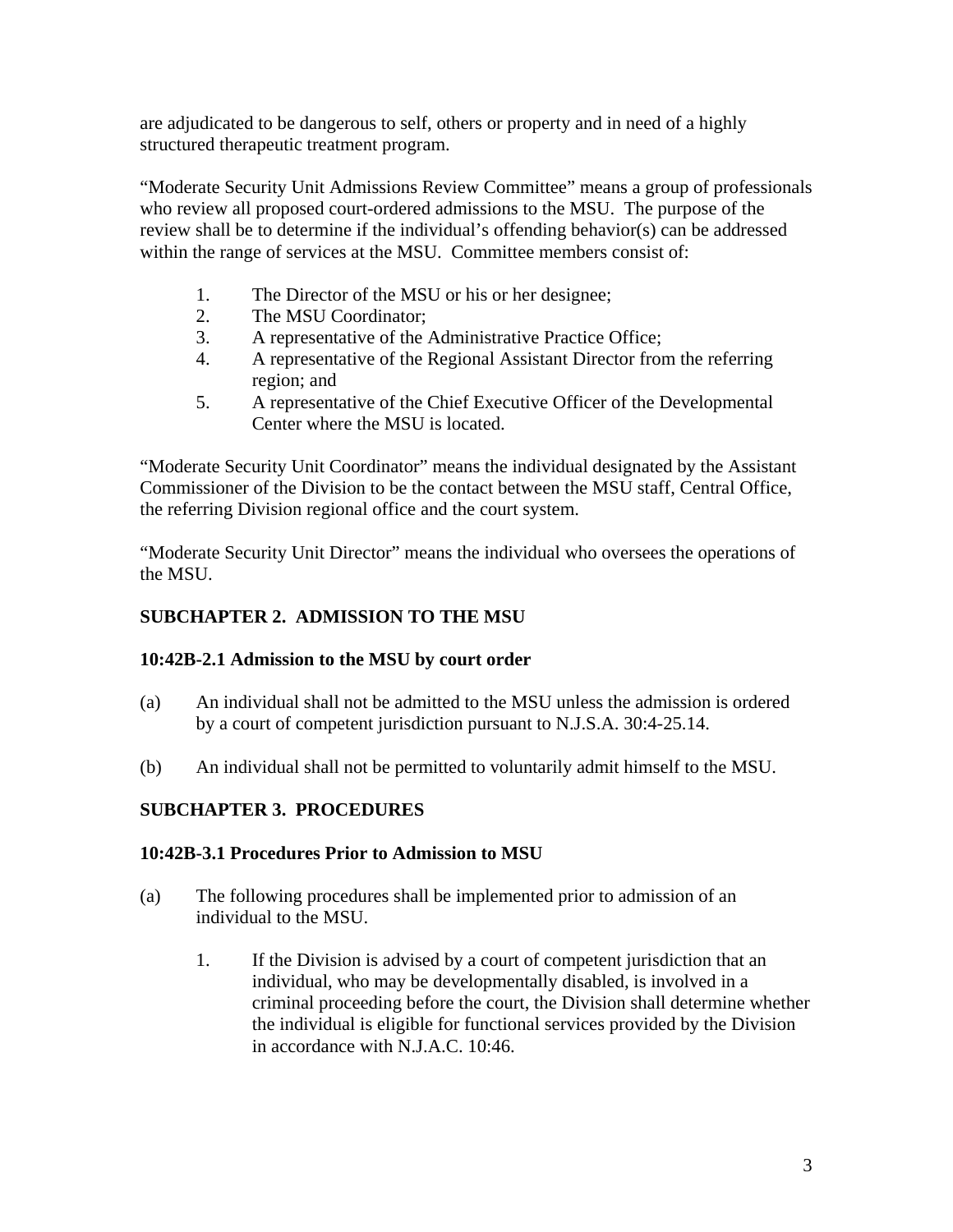are adjudicated to be dangerous to self, others or property and in need of a highly structured therapeutic treatment program.

"Moderate Security Unit Admissions Review Committee" means a group of professionals who review all proposed court-ordered admissions to the MSU. The purpose of the review shall be to determine if the individual's offending behavior(s) can be addressed within the range of services at the MSU. Committee members consist of:

1. The Director of the MSU or his or her designee;
2. The MSU Coordinator;
3. A representative of the Administrative Practice Office;
4. A representative of the Regional Assistant Director from the referring region; and
5. A representative of the Chief Executive Officer of the Developmental Center where the MSU is located.

"Moderate Security Unit Coordinator" means the individual designated by the Assistant Commissioner of the Division to be the contact between the MSU staff, Central Office, the referring Division regional office and the court system.

"Moderate Security Unit Director" means the individual who oversees the operations of the MSU.

## SUBCHAPTER 2. ADMISSION TO THE MSU

### 10:42B-2.1 Admission to the MSU by court order

(a) An individual shall not be admitted to the MSU unless the admission is ordered by a court of competent jurisdiction pursuant to N.J.S.A. 30:4-25.14.

(b) An individual shall not be permitted to voluntarily admit himself to the MSU.

## SUBCHAPTER 3. PROCEDURES

### 10:42B-3.1 Procedures Prior to Admission to MSU

(a) The following procedures shall be implemented prior to admission of an individual to the MSU.

   1. If the Division is advised by a court of competent jurisdiction that an individual, who may be developmentally disabled, is involved in a criminal proceeding before the court, the Division shall determine whether the individual is eligible for functional services provided by the Division in accordance with N.J.A.C. 10:46.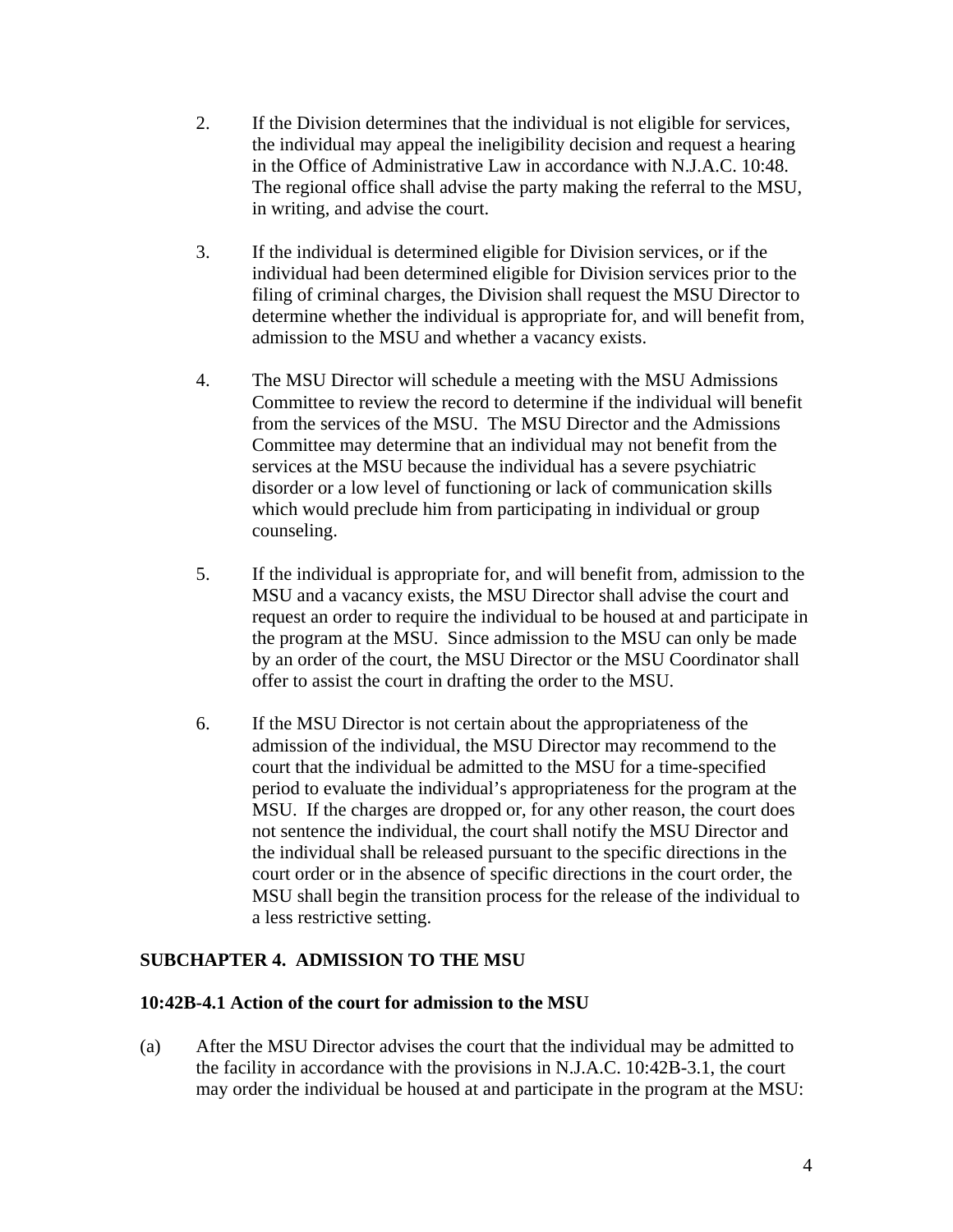2. If the Division determines that the individual is not eligible for services, the individual may appeal the ineligibility decision and request a hearing in the Office of Administrative Law in accordance with N.J.A.C. 10:48. The regional office shall advise the party making the referral to the MSU, in writing, and advise the court.

3. If the individual is determined eligible for Division services, or if the individual had been determined eligible for Division services prior to the filing of criminal charges, the Division shall request the MSU Director to determine whether the individual is appropriate for, and will benefit from, admission to the MSU and whether a vacancy exists.

4. The MSU Director will schedule a meeting with the MSU Admissions Committee to review the record to determine if the individual will benefit from the services of the MSU. The MSU Director and the Admissions Committee may determine that an individual may not benefit from the services at the MSU because the individual has a severe psychiatric disorder or a low level of functioning or lack of communication skills which would preclude him from participating in individual or group counseling.

5. If the individual is appropriate for, and will benefit from, admission to the MSU and a vacancy exists, the MSU Director shall advise the court and request an order to require the individual to be housed at and participate in the program at the MSU. Since admission to the MSU can only be made by an order of the court, the MSU Director or the MSU Coordinator shall offer to assist the court in drafting the order to the MSU.

6. If the MSU Director is not certain about the appropriateness of the admission of the individual, the MSU Director may recommend to the court that the individual be admitted to the MSU for a time-specified period to evaluate the individual's appropriateness for the program at the MSU. If the charges are dropped or, for any other reason, the court does not sentence the individual, the court shall notify the MSU Director and the individual shall be released pursuant to the specific directions in the court order or in the absence of specific directions in the court order, the MSU shall begin the transition process for the release of the individual to a less restrictive setting.

## SUBCHAPTER 4. ADMISSION TO THE MSU

### 10:42B-4.1 Action of the court for admission to the MSU

(a) After the MSU Director advises the court that the individual may be admitted to the facility in accordance with the provisions in N.J.A.C. 10:42B-3.1, the court may order the individual be housed at and participate in the program at the MSU: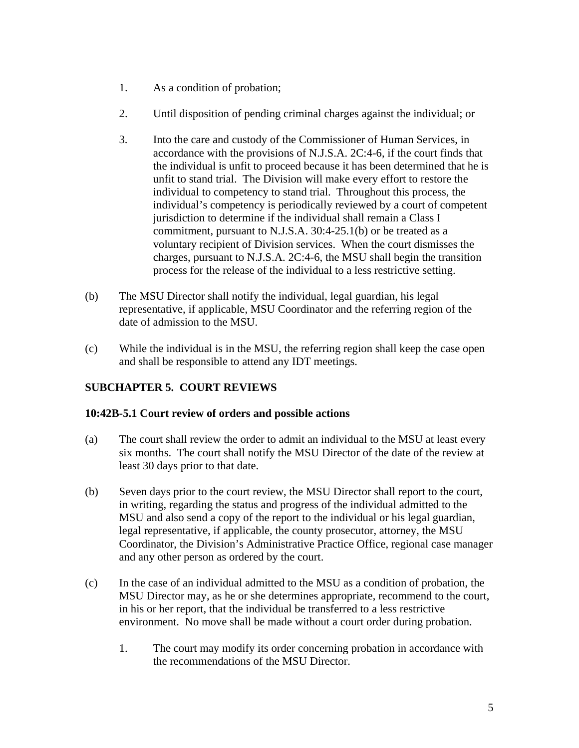1. As a condition of probation;

2. Until disposition of pending criminal charges against the individual; or

3. Into the care and custody of the Commissioner of Human Services, in accordance with the provisions of N.J.S.A. 2C:4-6, if the court finds that the individual is unfit to proceed because it has been determined that he is unfit to stand trial. The Division will make every effort to restore the individual to competency to stand trial. Throughout this process, the individual's competency is periodically reviewed by a court of competent jurisdiction to determine if the individual shall remain a Class I commitment, pursuant to N.J.S.A. 30:4-25.1(b) or be treated as a voluntary recipient of Division services. When the court dismisses the charges, pursuant to N.J.S.A. 2C:4-6, the MSU shall begin the transition process for the release of the individual to a less restrictive setting.

(b) The MSU Director shall notify the individual, legal guardian, his legal representative, if applicable, MSU Coordinator and the referring region of the date of admission to the MSU.

(c) While the individual is in the MSU, the referring region shall keep the case open and shall be responsible to attend any IDT meetings.

## SUBCHAPTER 5. COURT REVIEWS

### 10:42B-5.1 Court review of orders and possible actions

(a) The court shall review the order to admit an individual to the MSU at least every six months. The court shall notify the MSU Director of the date of the review at least 30 days prior to that date.

(b) Seven days prior to the court review, the MSU Director shall report to the court, in writing, regarding the status and progress of the individual admitted to the MSU and also send a copy of the report to the individual or his legal guardian, legal representative, if applicable, the county prosecutor, attorney, the MSU Coordinator, the Division's Administrative Practice Office, regional case manager and any other person as ordered by the court.

(c) In the case of an individual admitted to the MSU as a condition of probation, the MSU Director may, as he or she determines appropriate, recommend to the court, in his or her report, that the individual be transferred to a less restrictive environment. No move shall be made without a court order during probation.

1. The court may modify its order concerning probation in accordance with the recommendations of the MSU Director.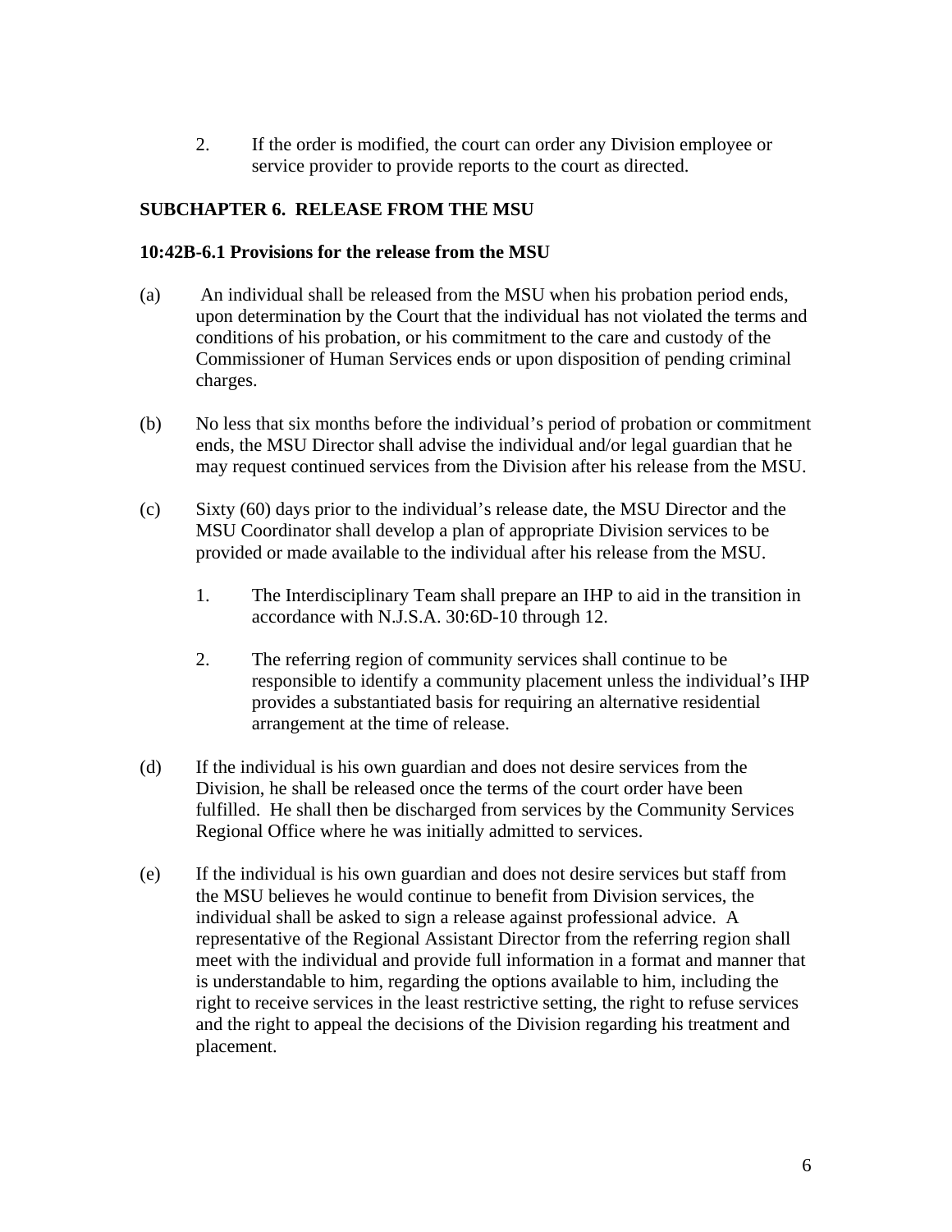2. If the order is modified, the court can order any Division employee or service provider to provide reports to the court as directed.

**SUBCHAPTER 6. RELEASE FROM THE MSU**

**10:42B-6.1 Provisions for the release from the MSU**

(a) An individual shall be released from the MSU when his probation period ends, upon determination by the Court that the individual has not violated the terms and conditions of his probation, or his commitment to the care and custody of the Commissioner of Human Services ends or upon disposition of pending criminal charges.

(b) No less that six months before the individual's period of probation or commitment ends, the MSU Director shall advise the individual and/or legal guardian that he may request continued services from the Division after his release from the MSU.

(c) Sixty (60) days prior to the individual's release date, the MSU Director and the MSU Coordinator shall develop a plan of appropriate Division services to be provided or made available to the individual after his release from the MSU.

1. The Interdisciplinary Team shall prepare an IHP to aid in the transition in accordance with N.J.S.A. 30:6D-10 through 12.

2. The referring region of community services shall continue to be responsible to identify a community placement unless the individual's IHP provides a substantiated basis for requiring an alternative residential arrangement at the time of release.

(d) If the individual is his own guardian and does not desire services from the Division, he shall be released once the terms of the court order have been fulfilled. He shall then be discharged from services by the Community Services Regional Office where he was initially admitted to services.

(e) If the individual is his own guardian and does not desire services but staff from the MSU believes he would continue to benefit from Division services, the individual shall be asked to sign a release against professional advice. A representative of the Regional Assistant Director from the referring region shall meet with the individual and provide full information in a format and manner that is understandable to him, regarding the options available to him, including the right to receive services in the least restrictive setting, the right to refuse services and the right to appeal the decisions of the Division regarding his treatment and placement.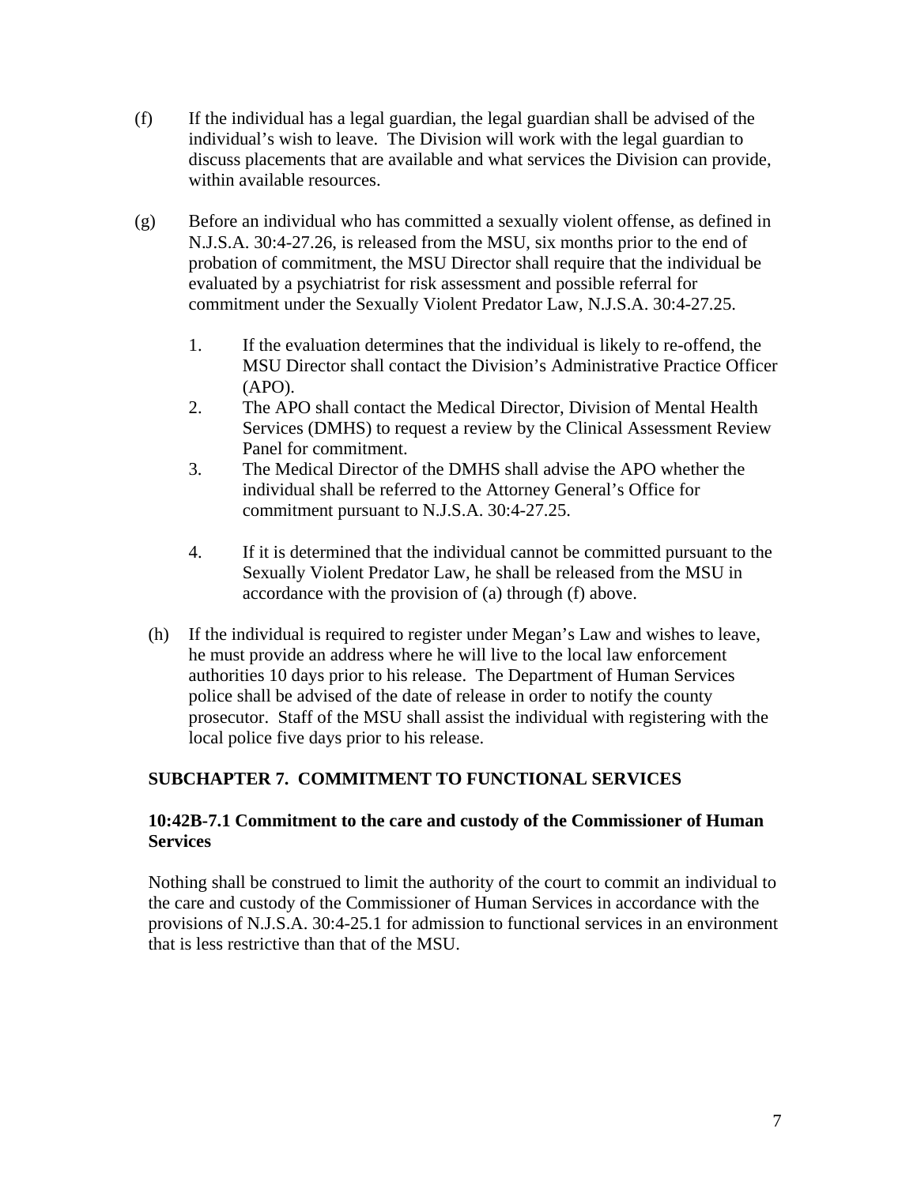(f) If the individual has a legal guardian, the legal guardian shall be advised of the individual's wish to leave. The Division will work with the legal guardian to discuss placements that are available and what services the Division can provide, within available resources.

(g) Before an individual who has committed a sexually violent offense, as defined in N.J.S.A. 30:4-27.26, is released from the MSU, six months prior to the end of probation of commitment, the MSU Director shall require that the individual be evaluated by a psychiatrist for risk assessment and possible referral for commitment under the Sexually Violent Predator Law, N.J.S.A. 30:4-27.25.

1. If the evaluation determines that the individual is likely to re-offend, the MSU Director shall contact the Division's Administrative Practice Officer (APO).
2. The APO shall contact the Medical Director, Division of Mental Health Services (DMHS) to request a review by the Clinical Assessment Review Panel for commitment.
3. The Medical Director of the DMHS shall advise the APO whether the individual shall be referred to the Attorney General's Office for commitment pursuant to N.J.S.A. 30:4-27.25.
4. If it is determined that the individual cannot be committed pursuant to the Sexually Violent Predator Law, he shall be released from the MSU in accordance with the provision of (a) through (f) above.

(h) If the individual is required to register under Megan's Law and wishes to leave, he must provide an address where he will live to the local law enforcement authorities 10 days prior to his release. The Department of Human Services police shall be advised of the date of release in order to notify the county prosecutor. Staff of the MSU shall assist the individual with registering with the local police five days prior to his release.

## SUBCHAPTER 7. COMMITMENT TO FUNCTIONAL SERVICES

### 10:42B-7.1 Commitment to the care and custody of the Commissioner of Human Services

Nothing shall be construed to limit the authority of the court to commit an individual to the care and custody of the Commissioner of Human Services in accordance with the provisions of N.J.S.A. 30:4-25.1 for admission to functional services in an environment that is less restrictive than that of the MSU.